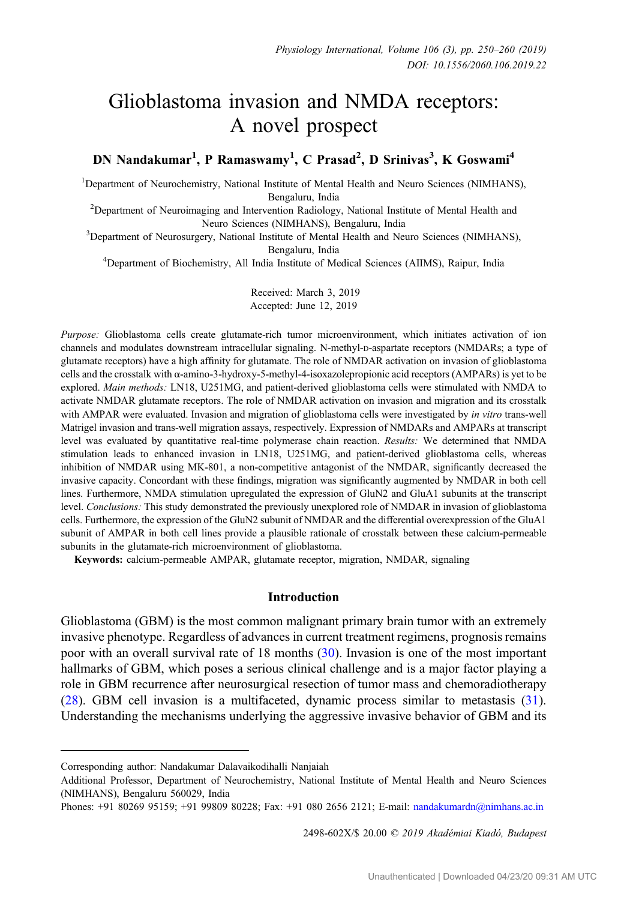# Glioblastoma invasion and NMDA receptors: A novel prospect

**DN Nandakumar[1], P Ramaswamy[1], C Prasad[2], D Srinivas[3], K Goswami[4]**

[1]Department of Neurochemistry, National Institute of Mental Health and Neuro Sciences (NIMHANS), Bengaluru, India

[2]Department of Neuroimaging and Intervention Radiology, National Institute of Mental Health and Neuro Sciences (NIMHANS), Bengaluru, India

[3]Department of Neurosurgery, National Institute of Mental Health and Neuro Sciences (NIMHANS), Bengaluru, India

[4]Department of Biochemistry, All India Institute of Medical Sciences (AIIMS), Raipur, India

Received: March 3, 2019
Accepted: June 12, 2019

*Purpose:* Glioblastoma cells create glutamate-rich tumor microenvironment, which initiates activation of ion channels and modulates downstream intracellular signaling. N-methyl-D-aspartate receptors (NMDARs; a type of glutamate receptors) have a high affinity for glutamate. The role of NMDAR activation on invasion of glioblastoma cells and the crosstalk with α-amino-3-hydroxy-5-methyl-4-isoxazolepropionic acid receptors (AMPARs) is yet to be explored. *Main methods:* LN18, U251MG, and patient-derived glioblastoma cells were stimulated with NMDA to activate NMDAR glutamate receptors. The role of NMDAR activation on invasion and migration and its crosstalk with AMPAR were evaluated. Invasion and migration of glioblastoma cells were investigated by *in vitro* trans-well Matrigel invasion and trans-well migration assays, respectively. Expression of NMDARs and AMPARs at transcript level was evaluated by quantitative real-time polymerase chain reaction. *Results:* We determined that NMDA stimulation leads to enhanced invasion in LN18, U251MG, and patient-derived glioblastoma cells, whereas inhibition of NMDAR using MK-801, a non-competitive antagonist of the NMDAR, significantly decreased the invasive capacity. Concordant with these findings, migration was significantly augmented by NMDAR in both cell lines. Furthermore, NMDA stimulation upregulated the expression of GluN2 and GluA1 subunits at the transcript level. *Conclusions:* This study demonstrated the previously unexplored role of NMDAR in invasion of glioblastoma cells. Furthermore, the expression of the GluN2 subunit of NMDAR and the differential overexpression of the GluA1 subunit of AMPAR in both cell lines provide a plausible rationale of crosstalk between these calcium-permeable subunits in the glutamate-rich microenvironment of glioblastoma.

**Keywords:** calcium-permeable AMPAR, glutamate receptor, migration, NMDAR, signaling

## Introduction

Glioblastoma (GBM) is the most common malignant primary brain tumor with an extremely invasive phenotype. Regardless of advances in current treatment regimens, prognosis remains poor with an overall survival rate of 18 months (30). Invasion is one of the most important hallmarks of GBM, which poses a serious clinical challenge and is a major factor playing a role in GBM recurrence after neurosurgical resection of tumor mass and chemoradiotherapy (28). GBM cell invasion is a multifaceted, dynamic process similar to metastasis (31). Understanding the mechanisms underlying the aggressive invasive behavior of GBM and its

---

Corresponding author: Nandakumar Dalavaikodihalli Nanjaiah

Additional Professor, Department of Neurochemistry, National Institute of Mental Health and Neuro Sciences (NIMHANS), Bengaluru 560029, India

Phones: +91 80269 95159; +91 99809 80228; Fax: +91 080 2656 2121; E-mail: nandakumardn@nimhans.ac.in

2498-602X/$ 20.00 © *2019 Akadémiai Kiadó, Budapest*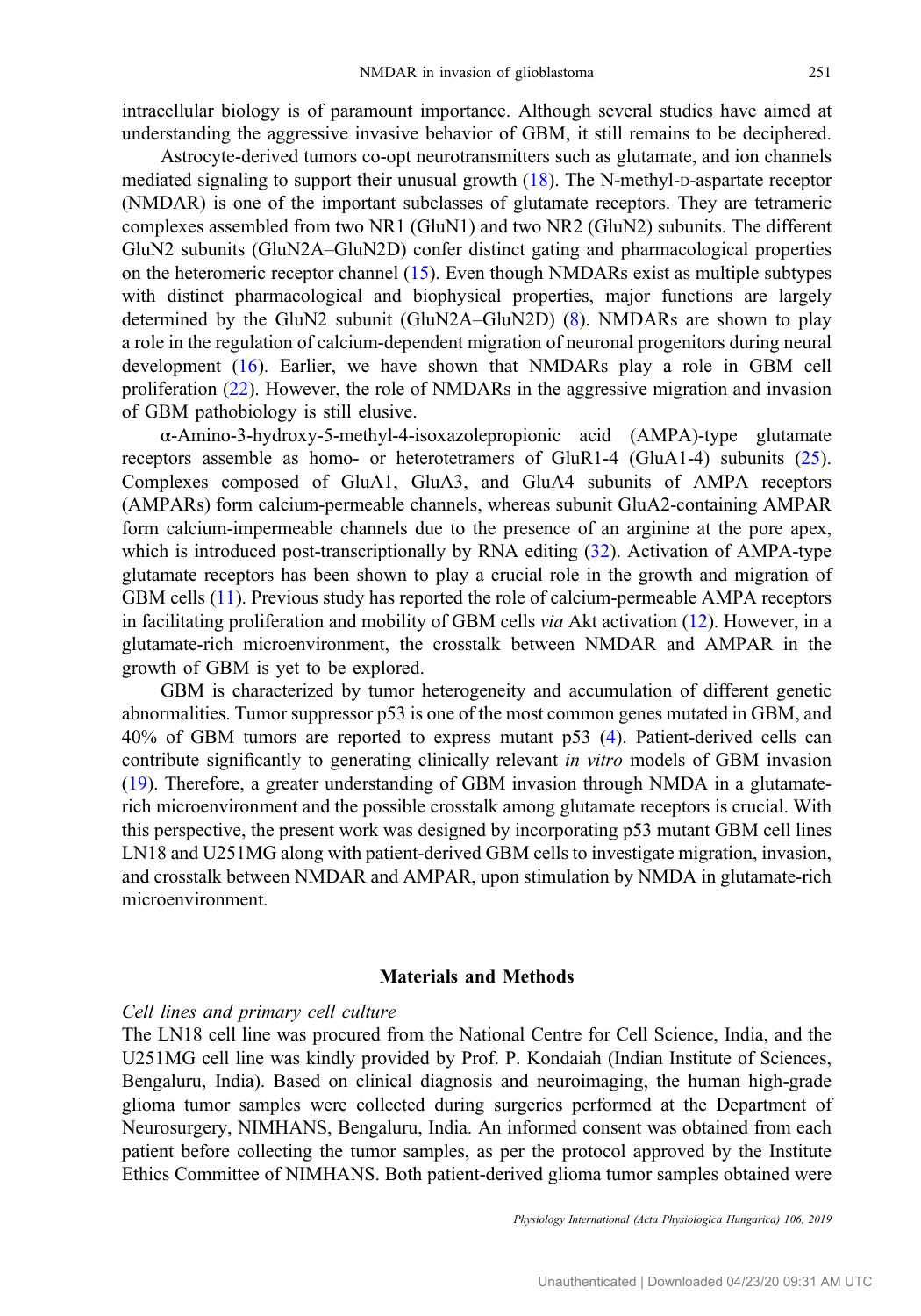intracellular biology is of paramount importance. Although several studies have aimed at understanding the aggressive invasive behavior of GBM, it still remains to be deciphered.

Astrocyte-derived tumors co-opt neurotransmitters such as glutamate, and ion channels mediated signaling to support their unusual growth (18). The N-methyl-D-aspartate receptor (NMDAR) is one of the important subclasses of glutamate receptors. They are tetrameric complexes assembled from two NR1 (GluN1) and two NR2 (GluN2) subunits. The different GluN2 subunits (GluN2A–GluN2D) confer distinct gating and pharmacological properties on the heteromeric receptor channel (15). Even though NMDARs exist as multiple subtypes with distinct pharmacological and biophysical properties, major functions are largely determined by the GluN2 subunit (GluN2A–GluN2D) (8). NMDARs are shown to play a role in the regulation of calcium-dependent migration of neuronal progenitors during neural development (16). Earlier, we have shown that NMDARs play a role in GBM cell proliferation (22). However, the role of NMDARs in the aggressive migration and invasion of GBM pathobiology is still elusive.

α-Amino-3-hydroxy-5-methyl-4-isoxazolepropionic acid (AMPA)-type glutamate receptors assemble as homo- or heterotetramers of GluR1-4 (GluA1-4) subunits (25). Complexes composed of GluA1, GluA3, and GluA4 subunits of AMPA receptors (AMPARs) form calcium-permeable channels, whereas subunit GluA2-containing AMPAR form calcium-impermeable channels due to the presence of an arginine at the pore apex, which is introduced post-transcriptionally by RNA editing (32). Activation of AMPA-type glutamate receptors has been shown to play a crucial role in the growth and migration of GBM cells (11). Previous study has reported the role of calcium-permeable AMPA receptors in facilitating proliferation and mobility of GBM cells *via* Akt activation (12). However, in a glutamate-rich microenvironment, the crosstalk between NMDAR and AMPAR in the growth of GBM is yet to be explored.

GBM is characterized by tumor heterogeneity and accumulation of different genetic abnormalities. Tumor suppressor p53 is one of the most common genes mutated in GBM, and 40% of GBM tumors are reported to express mutant p53 (4). Patient-derived cells can contribute significantly to generating clinically relevant *in vitro* models of GBM invasion (19). Therefore, a greater understanding of GBM invasion through NMDA in a glutamate-rich microenvironment and the possible crosstalk among glutamate receptors is crucial. With this perspective, the present work was designed by incorporating p53 mutant GBM cell lines LN18 and U251MG along with patient-derived GBM cells to investigate migration, invasion, and crosstalk between NMDAR and AMPAR, upon stimulation by NMDA in glutamate-rich microenvironment.

## Materials and Methods

### *Cell lines and primary cell culture*

The LN18 cell line was procured from the National Centre for Cell Science, India, and the U251MG cell line was kindly provided by Prof. P. Kondaiah (Indian Institute of Sciences, Bengaluru, India). Based on clinical diagnosis and neuroimaging, the human high-grade glioma tumor samples were collected during surgeries performed at the Department of Neurosurgery, NIMHANS, Bengaluru, India. An informed consent was obtained from each patient before collecting the tumor samples, as per the protocol approved by the Institute Ethics Committee of NIMHANS. Both patient-derived glioma tumor samples obtained were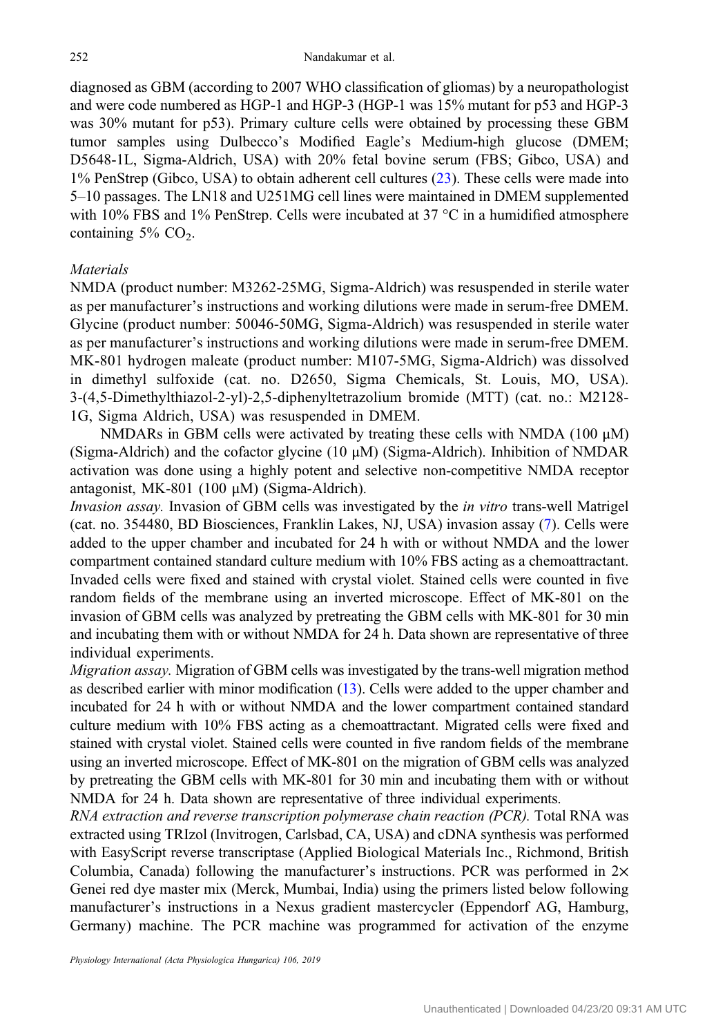diagnosed as GBM (according to 2007 WHO classification of gliomas) by a neuropathologist and were code numbered as HGP-1 and HGP-3 (HGP-1 was 15% mutant for p53 and HGP-3 was 30% mutant for p53). Primary culture cells were obtained by processing these GBM tumor samples using Dulbecco's Modified Eagle's Medium-high glucose (DMEM; D5648-1L, Sigma-Aldrich, USA) with 20% fetal bovine serum (FBS; Gibco, USA) and 1% PenStrep (Gibco, USA) to obtain adherent cell cultures (23). These cells were made into 5–10 passages. The LN18 and U251MG cell lines were maintained in DMEM supplemented with 10% FBS and 1% PenStrep. Cells were incubated at 37 °C in a humidified atmosphere containing 5% $CO_2$.

*Materials*

NMDA (product number: M3262-25MG, Sigma-Aldrich) was resuspended in sterile water as per manufacturer's instructions and working dilutions were made in serum-free DMEM. Glycine (product number: 50046-50MG, Sigma-Aldrich) was resuspended in sterile water as per manufacturer's instructions and working dilutions were made in serum-free DMEM. MK-801 hydrogen maleate (product number: M107-5MG, Sigma-Aldrich) was dissolved in dimethyl sulfoxide (cat. no. D2650, Sigma Chemicals, St. Louis, MO, USA). 3-(4,5-Dimethylthiazol-2-yl)-2,5-diphenyltetrazolium bromide (MTT) (cat. no.: M2128-1G, Sigma Aldrich, USA) was resuspended in DMEM.

NMDARs in GBM cells were activated by treating these cells with NMDA (100 μM) (Sigma-Aldrich) and the cofactor glycine (10 μM) (Sigma-Aldrich). Inhibition of NMDAR activation was done using a highly potent and selective non-competitive NMDA receptor antagonist, MK-801 (100 μM) (Sigma-Aldrich).

*Invasion assay.* Invasion of GBM cells was investigated by the *in vitro* trans-well Matrigel (cat. no. 354480, BD Biosciences, Franklin Lakes, NJ, USA) invasion assay (7). Cells were added to the upper chamber and incubated for 24 h with or without NMDA and the lower compartment contained standard culture medium with 10% FBS acting as a chemoattractant. Invaded cells were fixed and stained with crystal violet. Stained cells were counted in five random fields of the membrane using an inverted microscope. Effect of MK-801 on the invasion of GBM cells was analyzed by pretreating the GBM cells with MK-801 for 30 min and incubating them with or without NMDA for 24 h. Data shown are representative of three individual experiments.

*Migration assay.* Migration of GBM cells was investigated by the trans-well migration method as described earlier with minor modification (13). Cells were added to the upper chamber and incubated for 24 h with or without NMDA and the lower compartment contained standard culture medium with 10% FBS acting as a chemoattractant. Migrated cells were fixed and stained with crystal violet. Stained cells were counted in five random fields of the membrane using an inverted microscope. Effect of MK-801 on the migration of GBM cells was analyzed by pretreating the GBM cells with MK-801 for 30 min and incubating them with or without NMDA for 24 h. Data shown are representative of three individual experiments.

*RNA extraction and reverse transcription polymerase chain reaction (PCR).* Total RNA was extracted using TRIzol (Invitrogen, Carlsbad, CA, USA) and cDNA synthesis was performed with EasyScript reverse transcriptase (Applied Biological Materials Inc., Richmond, British Columbia, Canada) following the manufacturer's instructions. PCR was performed in 2× Genei red dye master mix (Merck, Mumbai, India) using the primers listed below following manufacturer's instructions in a Nexus gradient mastercycler (Eppendorf AG, Hamburg, Germany) machine. The PCR machine was programmed for activation of the enzyme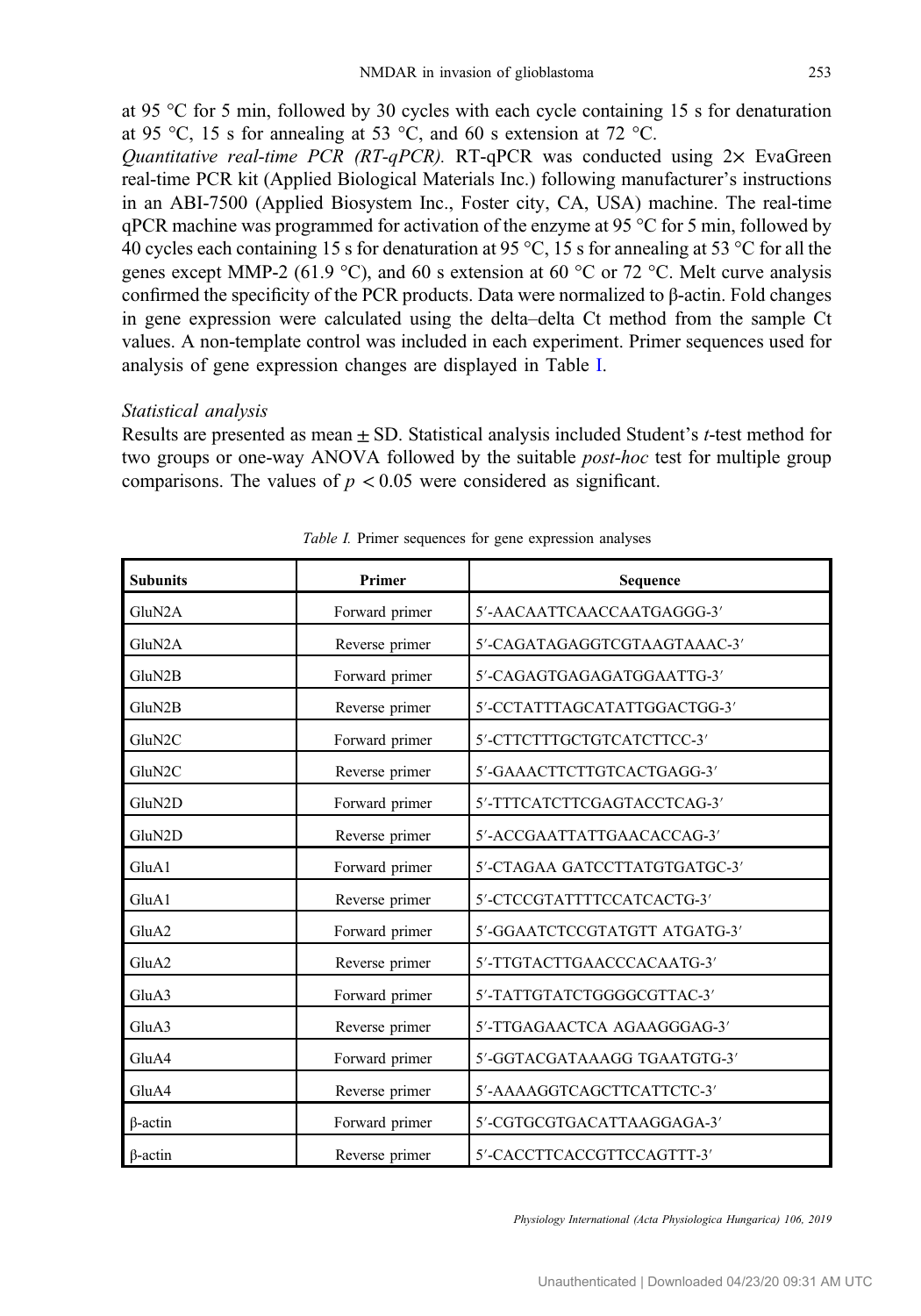at 95 °C for 5 min, followed by 30 cycles with each cycle containing 15 s for denaturation at 95 °C, 15 s for annealing at 53 °C, and 60 s extension at 72 °C.

*Quantitative real-time PCR (RT-qPCR).* RT-qPCR was conducted using 2× EvaGreen real-time PCR kit (Applied Biological Materials Inc.) following manufacturer's instructions in an ABI-7500 (Applied Biosystem Inc., Foster city, CA, USA) machine. The real-time qPCR machine was programmed for activation of the enzyme at 95 °C for 5 min, followed by 40 cycles each containing 15 s for denaturation at 95 °C, 15 s for annealing at 53 °C for all the genes except MMP-2 (61.9 °C), and 60 s extension at 60 °C or 72 °C. Melt curve analysis confirmed the specificity of the PCR products. Data were normalized to β-actin. Fold changes in gene expression were calculated using the delta–delta Ct method from the sample Ct values. A non-template control was included in each experiment. Primer sequences used for analysis of gene expression changes are displayed in Table I.

*Statistical analysis*

Results are presented as mean ± SD. Statistical analysis included Student's *t*-test method for two groups or one-way ANOVA followed by the suitable *post-hoc* test for multiple group comparisons. The values of $p < 0.05$ were considered as significant.

*Table I.* Primer sequences for gene expression analyses

| Subunits | Primer | Sequence |
|---|---|---|
| GluN2A | Forward primer | 5′-AACAATTCAACCAATGAGGG-3′ |
| GluN2A | Reverse primer | 5′-CAGATAGAGGTCGTAAGTAAAC-3′ |
| GluN2B | Forward primer | 5′-CAGAGTGAGAGATGGAATTG-3′ |
| GluN2B | Reverse primer | 5′-CCTATTTAGCATATTGGACTGG-3′ |
| GluN2C | Forward primer | 5′-CTTCTTTGCTGTCATCTTCC-3′ |
| GluN2C | Reverse primer | 5′-GAAACTTCTTGTCACTGAGG-3′ |
| GluN2D | Forward primer | 5′-TTTCATCTTCGAGTACCTCAG-3′ |
| GluN2D | Reverse primer | 5′-ACCGAATTATTGAACACCAG-3′ |
| GluA1 | Forward primer | 5′-CTAGAA GATCCTTATGTGATGC-3′ |
| GluA1 | Reverse primer | 5′-CTCCGTATTTTCCATCACTG-3′ |
| GluA2 | Forward primer | 5′-GGAATCTCCGTATGTT ATGATG-3′ |
| GluA2 | Reverse primer | 5′-TTGTACTTGAACCCACAATG-3′ |
| GluA3 | Forward primer | 5′-TATTGTATCTGGGGCGTTAC-3′ |
| GluA3 | Reverse primer | 5′-TTGAGAACTCA AGAAGGGAG-3′ |
| GluA4 | Forward primer | 5′-GGTACGATAAAGG TGAATGTG-3′ |
| GluA4 | Reverse primer | 5′-AAAAGGTCAGCTTCATTCTC-3′ |
| β-actin | Forward primer | 5′-CGTGCGTGACATTAAGGAGA-3′ |
| β-actin | Reverse primer | 5′-CACCTTCACCGTTCCAGTTT-3′ |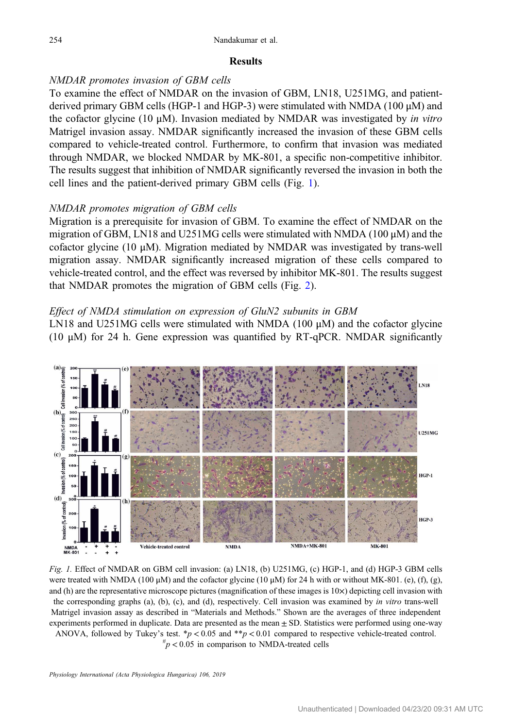## Results

*NMDAR promotes invasion of GBM cells*

To examine the effect of NMDAR on the invasion of GBM, LN18, U251MG, and patient-derived primary GBM cells (HGP-1 and HGP-3) were stimulated with NMDA (100 μM) and the cofactor glycine (10 μM). Invasion mediated by NMDAR was investigated by *in vitro* Matrigel invasion assay. NMDAR significantly increased the invasion of these GBM cells compared to vehicle-treated control. Furthermore, to confirm that invasion was mediated through NMDAR, we blocked NMDAR by MK-801, a specific non-competitive inhibitor. The results suggest that inhibition of NMDAR significantly reversed the invasion in both the cell lines and the patient-derived primary GBM cells (Fig. 1).

*NMDAR promotes migration of GBM cells*

Migration is a prerequisite for invasion of GBM. To examine the effect of NMDAR on the migration of GBM, LN18 and U251MG cells were stimulated with NMDA (100 μM) and the cofactor glycine (10 μM). Migration mediated by NMDAR was investigated by trans-well migration assay. NMDAR significantly increased migration of these cells compared to vehicle-treated control, and the effect was reversed by inhibitor MK-801. The results suggest that NMDAR promotes the migration of GBM cells (Fig. 2).

*Effect of NMDA stimulation on expression of GluN2 subunits in GBM*

LN18 and U251MG cells were stimulated with NMDA (100 μM) and the cofactor glycine (10 μM) for 24 h. Gene expression was quantified by RT-qPCR. NMDAR significantly

*Fig. 1.* Effect of NMDAR on GBM cell invasion: (a) LN18, (b) U251MG, (c) HGP-1, and (d) HGP-3 GBM cells were treated with NMDA (100 μM) and the cofactor glycine (10 μM) for 24 h with or without MK-801. (e), (f), (g), and (h) are the representative microscope pictures (magnification of these images is 10×) depicting cell invasion with the corresponding graphs (a), (b), (c), and (d), respectively. Cell invasion was examined by *in vitro* trans-well Matrigel invasion assay as described in "Materials and Methods." Shown are the averages of three independent experiments performed in duplicate. Data are presented as the mean ± SD. Statistics were performed using one-way ANOVA, followed by Tukey's test. $*p < 0.05$ and $**p < 0.01$ compared to respective vehicle-treated control. $^{\#}p < 0.05$ in comparison to NMDA-treated cells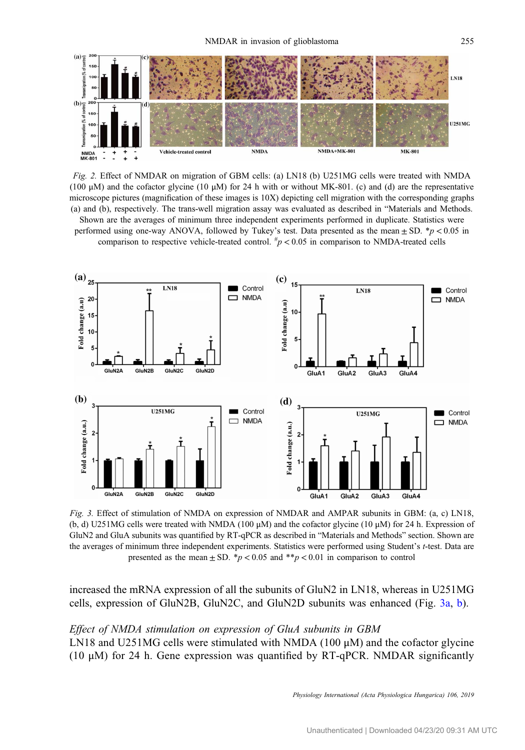*Fig. 2.* Effect of NMDAR on migration of GBM cells: (a) LN18 (b) U251MG cells were treated with NMDA (100 μM) and the cofactor glycine (10 μM) for 24 h with or without MK-801. (c) and (d) are the representative microscope pictures (magnification of these images is 10X) depicting cell migration with the corresponding graphs (a) and (b), respectively. The trans-well migration assay was evaluated as described in "Materials and Methods. Shown are the averages of minimum three independent experiments performed in duplicate. Statistics were performed using one-way ANOVA, followed by Tukey's test. Data presented as the mean ± SD. $*p < 0.05$ in comparison to respective vehicle-treated control. $^{\#}p < 0.05$ in comparison to NMDA-treated cells

*Fig. 3.* Effect of stimulation of NMDA on expression of NMDAR and AMPAR subunits in GBM: (a, c) LN18, (b, d) U251MG cells were treated with NMDA (100 μM) and the cofactor glycine (10 μM) for 24 h. Expression of GluN2 and GluA subunits was quantified by RT-qPCR as described in "Materials and Methods" section. Shown are the averages of minimum three independent experiments. Statistics were performed using Student's *t*-test. Data are presented as the mean ± SD. $*p < 0.05$ and $**p < 0.01$ in comparison to control

increased the mRNA expression of all the subunits of GluN2 in LN18, whereas in U251MG cells, expression of GluN2B, GluN2C, and GluN2D subunits was enhanced (Fig. 3a, b).

*Effect of NMDA stimulation on expression of GluA subunits in GBM*

LN18 and U251MG cells were stimulated with NMDA (100 μM) and the cofactor glycine (10 μM) for 24 h. Gene expression was quantified by RT-qPCR. NMDAR significantly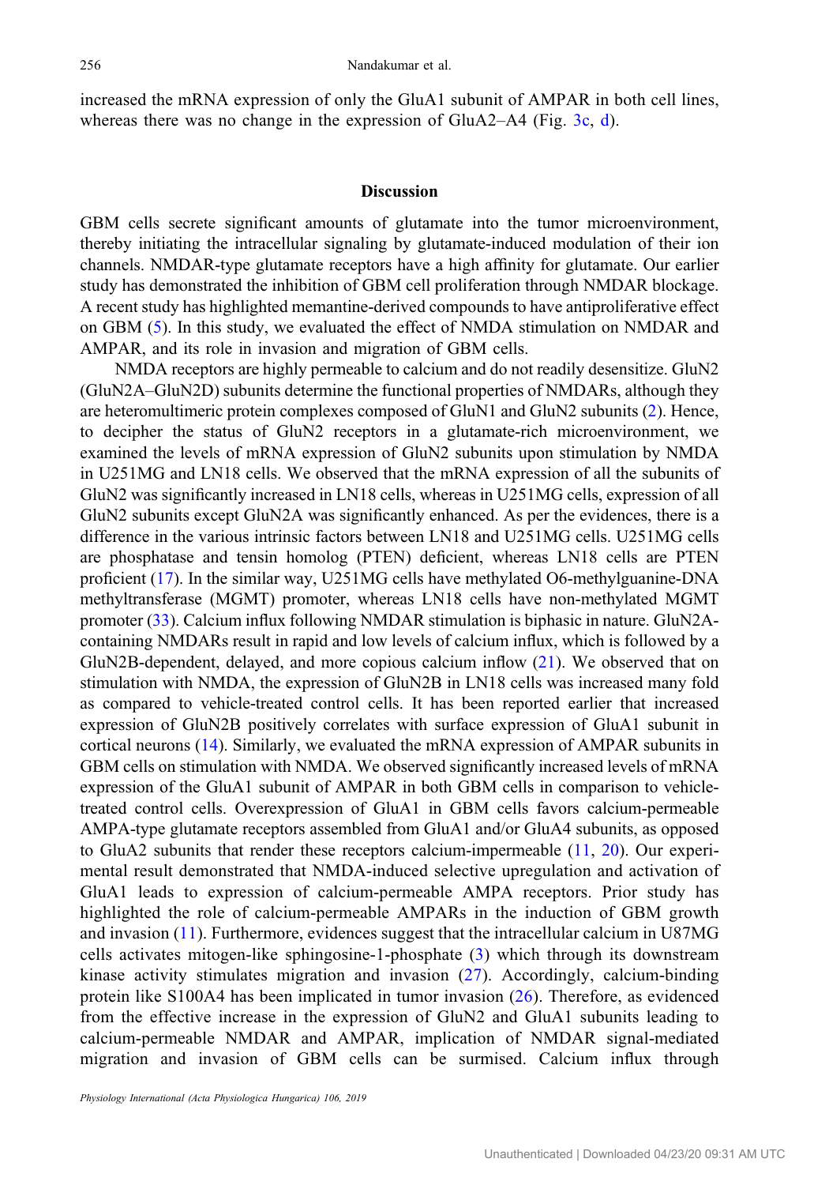increased the mRNA expression of only the GluA1 subunit of AMPAR in both cell lines, whereas there was no change in the expression of GluA2–A4 (Fig. 3c, d).

## Discussion

GBM cells secrete significant amounts of glutamate into the tumor microenvironment, thereby initiating the intracellular signaling by glutamate-induced modulation of their ion channels. NMDAR-type glutamate receptors have a high affinity for glutamate. Our earlier study has demonstrated the inhibition of GBM cell proliferation through NMDAR blockage. A recent study has highlighted memantine-derived compounds to have antiproliferative effect on GBM (5). In this study, we evaluated the effect of NMDA stimulation on NMDAR and AMPAR, and its role in invasion and migration of GBM cells.

NMDA receptors are highly permeable to calcium and do not readily desensitize. GluN2 (GluN2A–GluN2D) subunits determine the functional properties of NMDARs, although they are heteromultimeric protein complexes composed of GluN1 and GluN2 subunits (2). Hence, to decipher the status of GluN2 receptors in a glutamate-rich microenvironment, we examined the levels of mRNA expression of GluN2 subunits upon stimulation by NMDA in U251MG and LN18 cells. We observed that the mRNA expression of all the subunits of GluN2 was significantly increased in LN18 cells, whereas in U251MG cells, expression of all GluN2 subunits except GluN2A was significantly enhanced. As per the evidences, there is a difference in the various intrinsic factors between LN18 and U251MG cells. U251MG cells are phosphatase and tensin homolog (PTEN) deficient, whereas LN18 cells are PTEN proficient (17). In the similar way, U251MG cells have methylated O6-methylguanine-DNA methyltransferase (MGMT) promoter, whereas LN18 cells have non-methylated MGMT promoter (33). Calcium influx following NMDAR stimulation is biphasic in nature. GluN2A-containing NMDARs result in rapid and low levels of calcium influx, which is followed by a GluN2B-dependent, delayed, and more copious calcium inflow (21). We observed that on stimulation with NMDA, the expression of GluN2B in LN18 cells was increased many fold as compared to vehicle-treated control cells. It has been reported earlier that increased expression of GluN2B positively correlates with surface expression of GluA1 subunit in cortical neurons (14). Similarly, we evaluated the mRNA expression of AMPAR subunits in GBM cells on stimulation with NMDA. We observed significantly increased levels of mRNA expression of the GluA1 subunit of AMPAR in both GBM cells in comparison to vehicle-treated control cells. Overexpression of GluA1 in GBM cells favors calcium-permeable AMPA-type glutamate receptors assembled from GluA1 and/or GluA4 subunits, as opposed to GluA2 subunits that render these receptors calcium-impermeable (11, 20). Our experimental result demonstrated that NMDA-induced selective upregulation and activation of GluA1 leads to expression of calcium-permeable AMPA receptors. Prior study has highlighted the role of calcium-permeable AMPARs in the induction of GBM growth and invasion (11). Furthermore, evidences suggest that the intracellular calcium in U87MG cells activates mitogen-like sphingosine-1-phosphate (3) which through its downstream kinase activity stimulates migration and invasion (27). Accordingly, calcium-binding protein like S100A4 has been implicated in tumor invasion (26). Therefore, as evidenced from the effective increase in the expression of GluN2 and GluA1 subunits leading to calcium-permeable NMDAR and AMPAR, implication of NMDAR signal-mediated migration and invasion of GBM cells can be surmised. Calcium influx through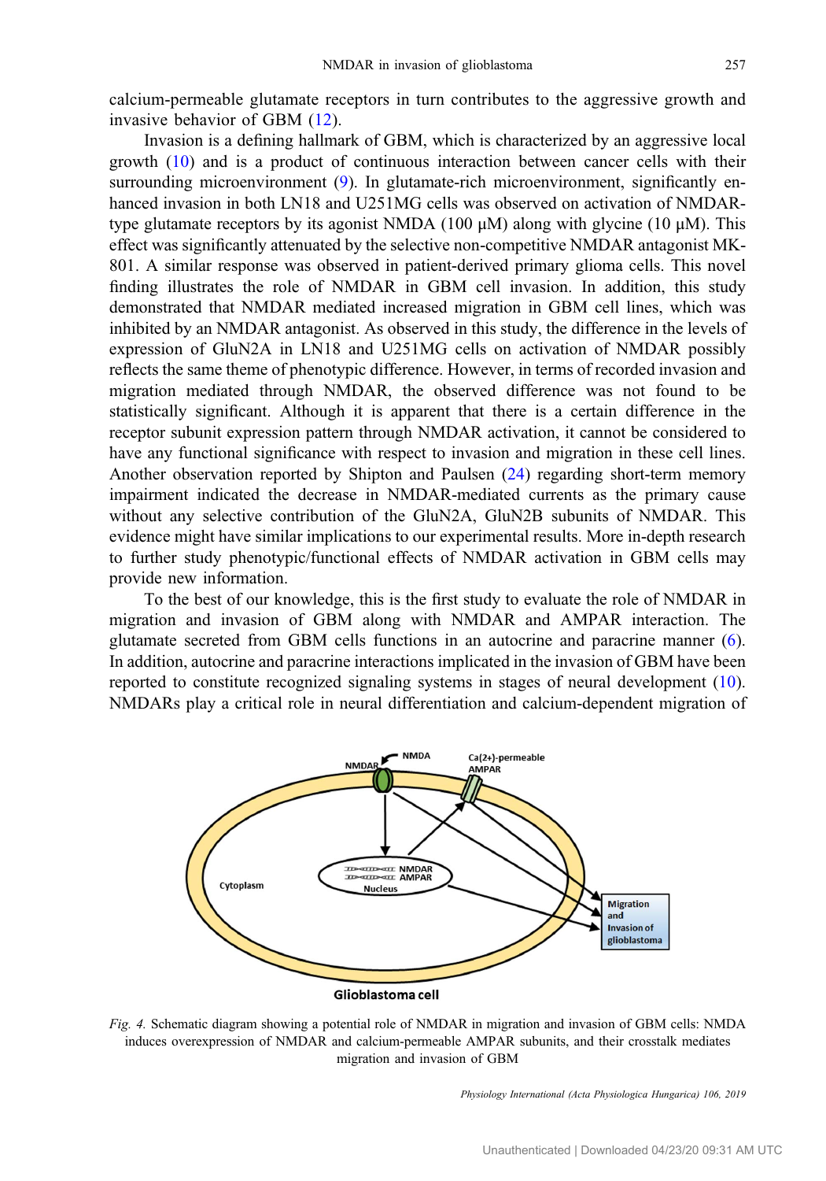calcium-permeable glutamate receptors in turn contributes to the aggressive growth and invasive behavior of GBM (12).

Invasion is a defining hallmark of GBM, which is characterized by an aggressive local growth (10) and is a product of continuous interaction between cancer cells with their surrounding microenvironment (9). In glutamate-rich microenvironment, significantly enhanced invasion in both LN18 and U251MG cells was observed on activation of NMDA-type glutamate receptors by its agonist NMDA (100 μM) along with glycine (10 μM). This effect was significantly attenuated by the selective non-competitive NMDAR antagonist MK-801. A similar response was observed in patient-derived primary glioma cells. This novel finding illustrates the role of NMDAR in GBM cell invasion. In addition, this study demonstrated that NMDAR mediated increased migration in GBM cell lines, which was inhibited by an NMDAR antagonist. As observed in this study, the difference in the levels of expression of GluN2A in LN18 and U251MG cells on activation of NMDAR possibly reflects the same theme of phenotypic difference. However, in terms of recorded invasion and migration mediated through NMDAR, the observed difference was not found to be statistically significant. Although it is apparent that there is a certain difference in the receptor subunit expression pattern through NMDAR activation, it cannot be considered to have any functional significance with respect to invasion and migration in these cell lines. Another observation reported by Shipton and Paulsen (24) regarding short-term memory impairment indicated the decrease in NMDAR-mediated currents as the primary cause without any selective contribution of the GluN2A, GluN2B subunits of NMDAR. This evidence might have similar implications to our experimental results. More in-depth research to further study phenotypic/functional effects of NMDAR activation in GBM cells may provide new information.

To the best of our knowledge, this is the first study to evaluate the role of NMDAR in migration and invasion of GBM along with NMDAR and AMPAR interaction. The glutamate secreted from GBM cells functions in an autocrine and paracrine manner (6). In addition, autocrine and paracrine interactions implicated in the invasion of GBM have been reported to constitute recognized signaling systems in stages of neural development (10). NMDARs play a critical role in neural differentiation and calcium-dependent migration of

*Fig. 4.* Schematic diagram showing a potential role of NMDAR in migration and invasion of GBM cells: NMDA induces overexpression of NMDAR and calcium-permeable AMPAR subunits, and their crosstalk mediates migration and invasion of GBM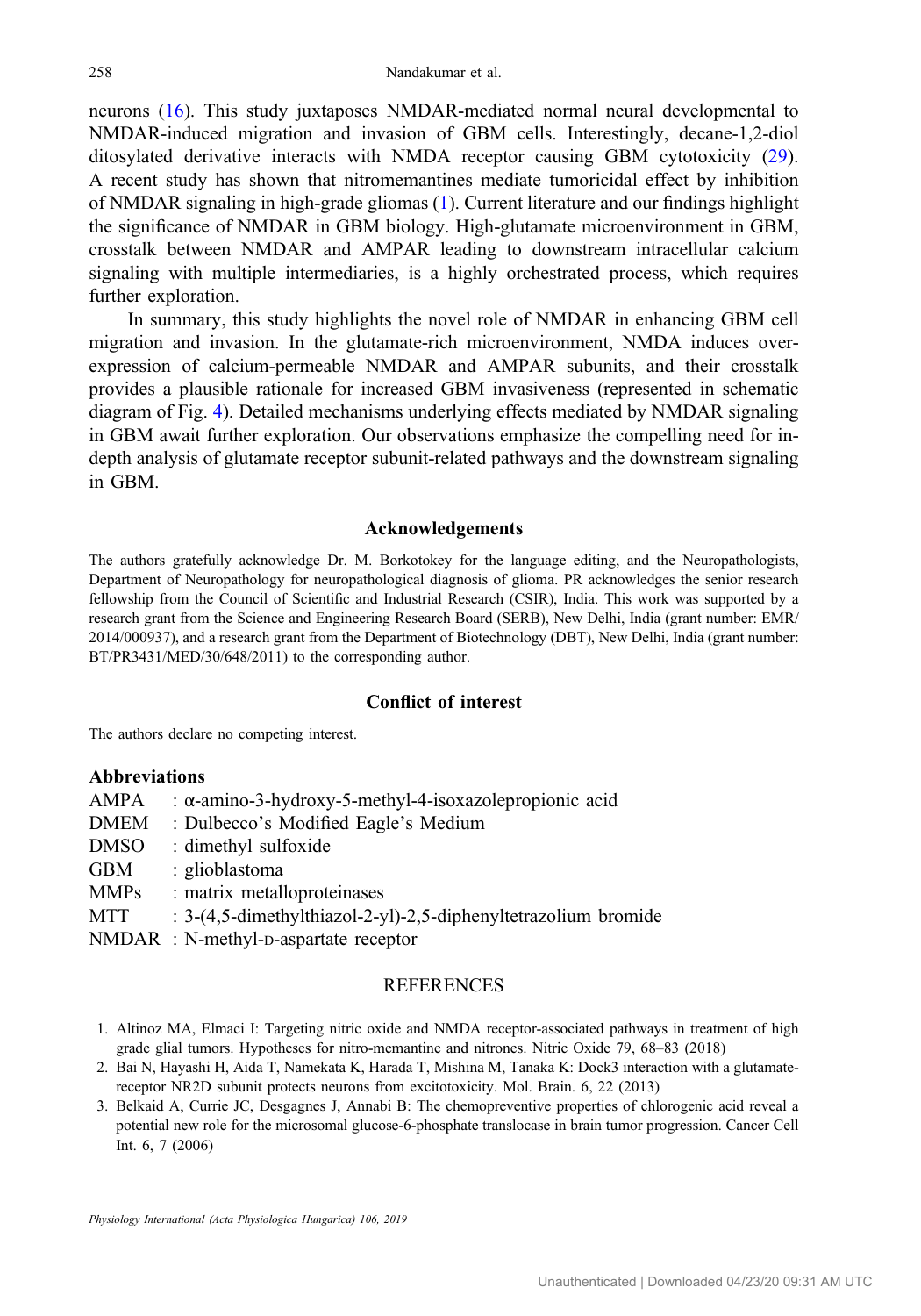neurons (16). This study juxtaposes NMDAR-mediated normal neural developmental to NMDAR-induced migration and invasion of GBM cells. Interestingly, decane-1,2-diol ditosylated derivative interacts with NMDA receptor causing GBM cytotoxicity (29). A recent study has shown that nitromemantines mediate tumoricidal effect by inhibition of NMDAR signaling in high-grade gliomas (1). Current literature and our findings highlight the significance of NMDAR in GBM biology. High-glutamate microenvironment in GBM, crosstalk between NMDAR and AMPAR leading to downstream intracellular calcium signaling with multiple intermediaries, is a highly orchestrated process, which requires further exploration.

In summary, this study highlights the novel role of NMDAR in enhancing GBM cell migration and invasion. In the glutamate-rich microenvironment, NMDA induces overexpression of calcium-permeable NMDAR and AMPAR subunits, and their crosstalk provides a plausible rationale for increased GBM invasiveness (represented in schematic diagram of Fig. 4). Detailed mechanisms underlying effects mediated by NMDAR signaling in GBM await further exploration. Our observations emphasize the compelling need for in-depth analysis of glutamate receptor subunit-related pathways and the downstream signaling in GBM.

## Acknowledgements

The authors gratefully acknowledge Dr. M. Borkotokey for the language editing, and the Neuropathologists, Department of Neuropathology for neuropathological diagnosis of glioma. PR acknowledges the senior research fellowship from the Council of Scientific and Industrial Research (CSIR), India. This work was supported by a research grant from the Science and Engineering Research Board (SERB), New Delhi, India (grant number: EMR/2014/000937), and a research grant from the Department of Biotechnology (DBT), New Delhi, India (grant number: BT/PR3431/MED/30/648/2011) to the corresponding author.

## Conflict of interest

The authors declare no competing interest.

## Abbreviations

AMPA : α-amino-3-hydroxy-5-methyl-4-isoxazolepropionic acid
DMEM : Dulbecco's Modified Eagle's Medium
DMSO : dimethyl sulfoxide
GBM : glioblastoma
MMPs : matrix metalloproteinases
MTT : 3-(4,5-dimethylthiazol-2-yl)-2,5-diphenyltetrazolium bromide
NMDAR : N-methyl-D-aspartate receptor

## REFERENCES

1. Altinoz MA, Elmaci I: Targeting nitric oxide and NMDA receptor-associated pathways in treatment of high grade glial tumors. Hypotheses for nitro-memantine and nitrones. Nitric Oxide 79, 68–83 (2018)
2. Bai N, Hayashi H, Aida T, Namekata K, Harada T, Mishina M, Tanaka K: Dock3 interaction with a glutamate-receptor NR2D subunit protects neurons from excitotoxicity. Mol. Brain. 6, 22 (2013)
3. Belkaid A, Currie JC, Desgagnes J, Annabi B: The chemopreventive properties of chlorogenic acid reveal a potential new role for the microsomal glucose-6-phosphate translocase in brain tumor progression. Cancer Cell Int. 6, 7 (2006)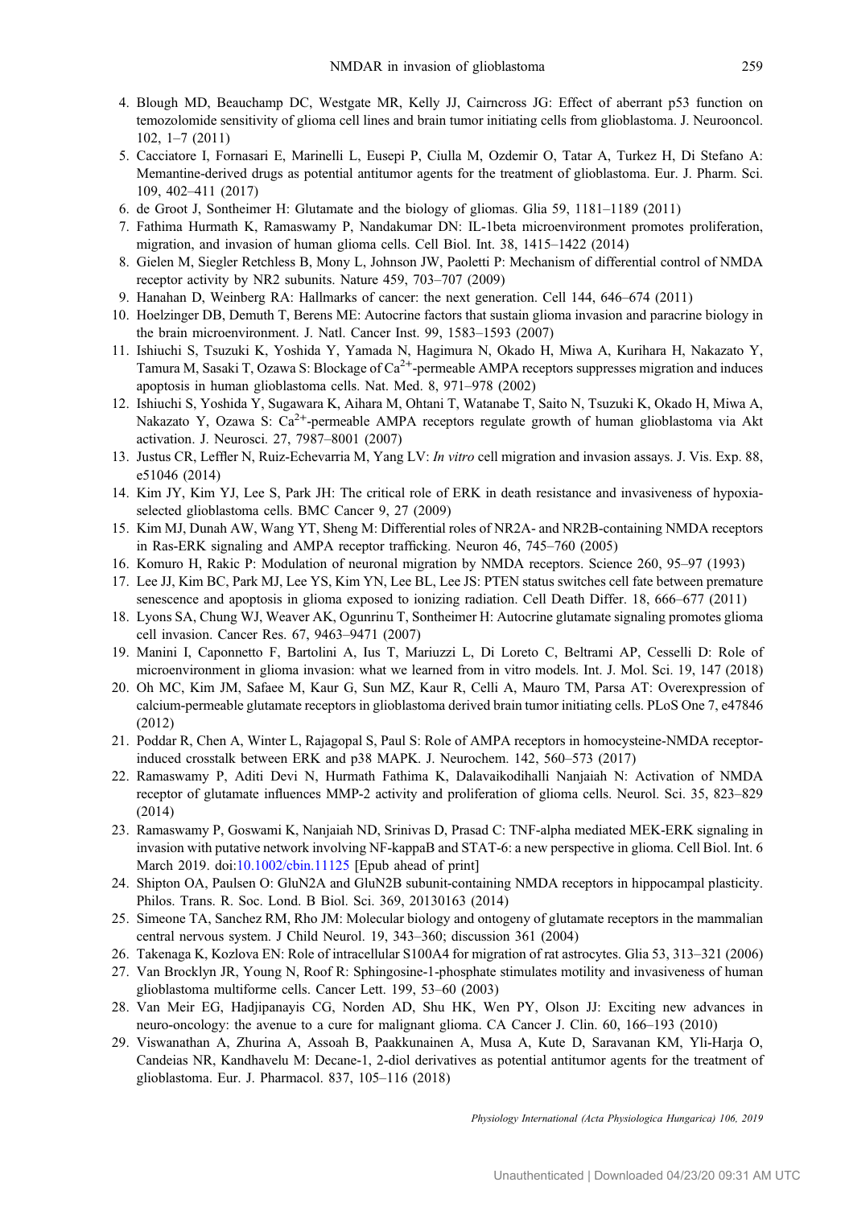4. Blough MD, Beauchamp DC, Westgate MR, Kelly JJ, Cairncross JG: Effect of aberrant p53 function on temozolomide sensitivity of glioma cell lines and brain tumor initiating cells from glioblastoma. J. Neurooncol. 102, 1–7 (2011)
5. Cacciatore I, Fornasari E, Marinelli L, Eusepi P, Ciulla M, Ozdemir O, Tatar A, Turkez H, Di Stefano A: Memantine-derived drugs as potential antitumor agents for the treatment of glioblastoma. Eur. J. Pharm. Sci. 109, 402–411 (2017)
6. de Groot J, Sontheimer H: Glutamate and the biology of gliomas. Glia 59, 1181–1189 (2011)
7. Fathima Hurmath K, Ramaswamy P, Nandakumar DN: IL-1beta microenvironment promotes proliferation, migration, and invasion of human glioma cells. Cell Biol. Int. 38, 1415–1422 (2014)
8. Gielen M, Siegler Retchless B, Mony L, Johnson JW, Paoletti P: Mechanism of differential control of NMDA receptor activity by NR2 subunits. Nature 459, 703–707 (2009)
9. Hanahan D, Weinberg RA: Hallmarks of cancer: the next generation. Cell 144, 646–674 (2011)
10. Hoelzinger DB, Demuth T, Berens ME: Autocrine factors that sustain glioma invasion and paracrine biology in the brain microenvironment. J. Natl. Cancer Inst. 99, 1583–1593 (2007)
11. Ishiuchi S, Tsuzuki K, Yoshida Y, Yamada N, Hagimura N, Okado H, Miwa A, Kurihara H, Nakazato Y, Tamura M, Sasaki T, Ozawa S: Blockage of $Ca^{2+}$-permeable AMPA receptors suppresses migration and induces apoptosis in human glioblastoma cells. Nat. Med. 8, 971–978 (2002)
12. Ishiuchi S, Yoshida Y, Sugawara K, Aihara M, Ohtani T, Watanabe T, Saito N, Tsuzuki K, Okado H, Miwa A, Nakazato Y, Ozawa S: $Ca^{2+}$-permeable AMPA receptors regulate growth of human glioblastoma via Akt activation. J. Neurosci. 27, 7987–8001 (2007)
13. Justus CR, Leffler N, Ruiz-Echevarria M, Yang LV: *In vitro* cell migration and invasion assays. J. Vis. Exp. 88, e51046 (2014)
14. Kim JY, Kim YJ, Lee S, Park JH: The critical role of ERK in death resistance and invasiveness of hypoxia-selected glioblastoma cells. BMC Cancer 9, 27 (2009)
15. Kim MJ, Dunah AW, Wang YT, Sheng M: Differential roles of NR2A- and NR2B-containing NMDA receptors in Ras-ERK signaling and AMPA receptor trafficking. Neuron 46, 745–760 (2005)
16. Komuro H, Rakic P: Modulation of neuronal migration by NMDA receptors. Science 260, 95–97 (1993)
17. Lee JJ, Kim BC, Park MJ, Lee YS, Kim YN, Lee BL, Lee JS: PTEN status switches cell fate between premature senescence and apoptosis in glioma exposed to ionizing radiation. Cell Death Differ. 18, 666–677 (2011)
18. Lyons SA, Chung WJ, Weaver AK, Ogunrinu T, Sontheimer H: Autocrine glutamate signaling promotes glioma cell invasion. Cancer Res. 67, 9463–9471 (2007)
19. Manini I, Caponnetto F, Bartolini A, Ius T, Mariuzzi L, Di Loreto C, Beltrami AP, Cesselli D: Role of microenvironment in glioma invasion: what we learned from in vitro models. Int. J. Mol. Sci. 19, 147 (2018)
20. Oh MC, Kim JM, Safaee M, Kaur G, Sun MZ, Kaur R, Celli A, Mauro TM, Parsa AT: Overexpression of calcium-permeable glutamate receptors in glioblastoma derived brain tumor initiating cells. PLoS One 7, e47846 (2012)
21. Poddar R, Chen A, Winter L, Rajagopal S, Paul S: Role of AMPA receptors in homocysteine-NMDA receptor-induced crosstalk between ERK and p38 MAPK. J. Neurochem. 142, 560–573 (2017)
22. Ramaswamy P, Aditi Devi N, Hurmath Fathima K, Dalavaikodihalli Nanjaiah N: Activation of NMDA receptor of glutamate influences MMP-2 activity and proliferation of glioma cells. Neurol. Sci. 35, 823–829 (2014)
23. Ramaswamy P, Goswami K, Nanjaiah ND, Srinivas D, Prasad C: TNF-alpha mediated MEK-ERK signaling in invasion with putative network involving NF-kappaB and STAT-6: a new perspective in glioma. Cell Biol. Int. 6 March 2019. doi:10.1002/cbin.11125 [Epub ahead of print]
24. Shipton OA, Paulsen O: GluN2A and GluN2B subunit-containing NMDA receptors in hippocampal plasticity. Philos. Trans. R. Soc. Lond. B Biol. Sci. 369, 20130163 (2014)
25. Simeone TA, Sanchez RM, Rho JM: Molecular biology and ontogeny of glutamate receptors in the mammalian central nervous system. J Child Neurol. 19, 343–360; discussion 361 (2004)
26. Takenaga K, Kozlova EN: Role of intracellular S100A4 for migration of rat astrocytes. Glia 53, 313–321 (2006)
27. Van Brocklyn JR, Young N, Roof R: Sphingosine-1-phosphate stimulates motility and invasiveness of human glioblastoma multiforme cells. Cancer Lett. 199, 53–60 (2003)
28. Van Meir EG, Hadjipanayis CG, Norden AD, Shu HK, Wen PY, Olson JJ: Exciting new advances in neuro-oncology: the avenue to a cure for malignant glioma. CA Cancer J. Clin. 60, 166–193 (2010)
29. Viswanathan A, Zhurina A, Assoah B, Paakkunainen A, Musa A, Kute D, Saravanan KM, Yli-Harja O, Candeias NR, Kandhavelu M: Decane-1, 2-diol derivatives as potential antitumor agents for the treatment of glioblastoma. Eur. J. Pharmacol. 837, 105–116 (2018)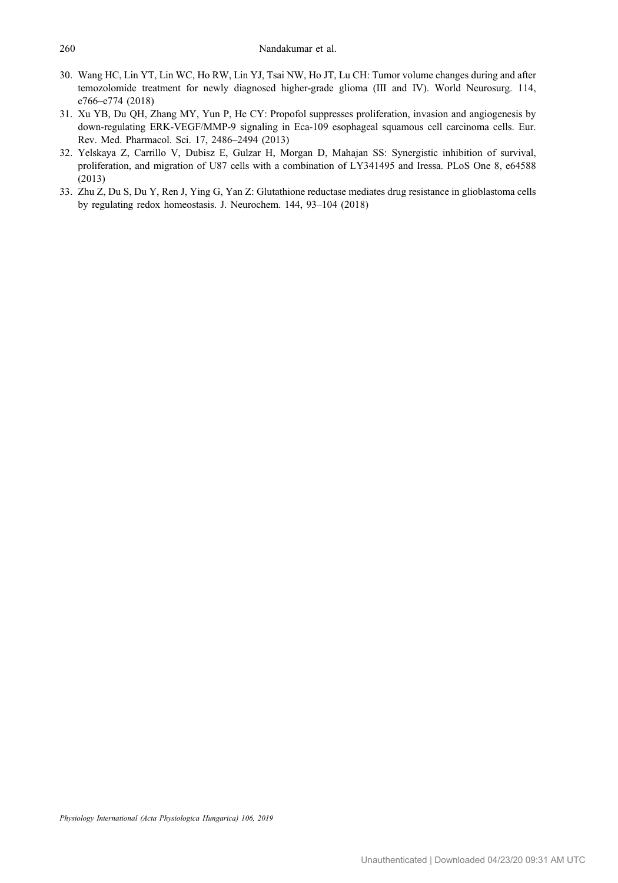30. Wang HC, Lin YT, Lin WC, Ho RW, Lin YJ, Tsai NW, Ho JT, Lu CH: Tumor volume changes during and after temozolomide treatment for newly diagnosed higher-grade glioma (III and IV). World Neurosurg. 114, e766–e774 (2018)
31. Xu YB, Du QH, Zhang MY, Yun P, He CY: Propofol suppresses proliferation, invasion and angiogenesis by down-regulating ERK-VEGF/MMP-9 signaling in Eca-109 esophageal squamous cell carcinoma cells. Eur. Rev. Med. Pharmacol. Sci. 17, 2486–2494 (2013)
32. Yelskaya Z, Carrillo V, Dubisz E, Gulzar H, Morgan D, Mahajan SS: Synergistic inhibition of survival, proliferation, and migration of U87 cells with a combination of LY341495 and Iressa. PLoS One 8, e64588 (2013)
33. Zhu Z, Du S, Du Y, Ren J, Ying G, Yan Z: Glutathione reductase mediates drug resistance in glioblastoma cells by regulating redox homeostasis. J. Neurochem. 144, 93–104 (2018)